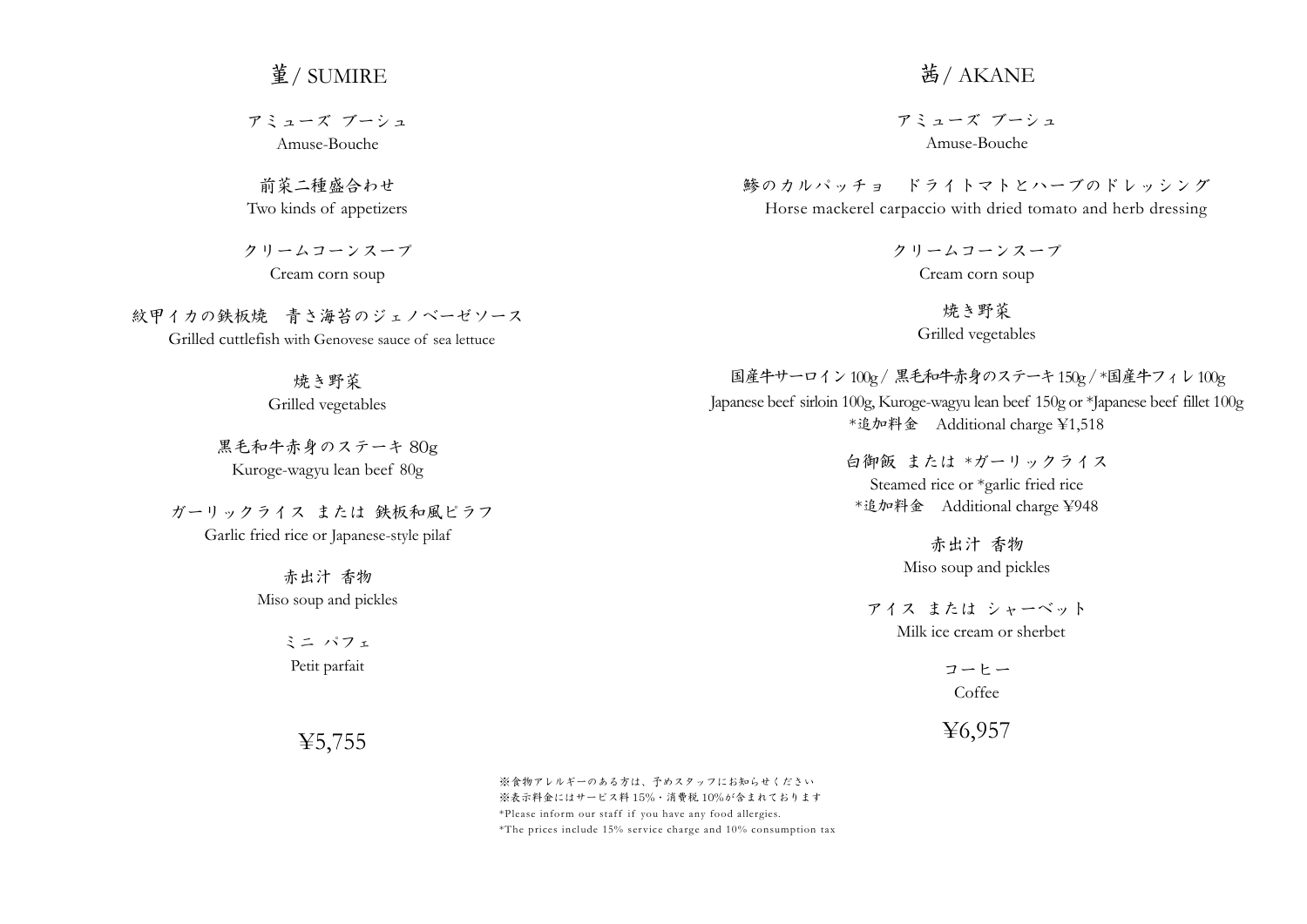## 菫 / SUMIRE

アミューズ ブーシュ
Amuse-Bouche

前菜二種盛合わせ
Two kinds of appetizers

クリームコーンスープ
Cream corn soup

紋甲イカの鉄板焼　青さ海苔のジェノベーゼソース
Grilled cuttlefish with Genovese sauce of sea lettuce

焼き野菜
Grilled vegetables

黒毛和牛赤身のステーキ 80g
Kuroge-wagyu lean beef 80g

ガーリックライス または 鉄板和風ピラフ
Garlic fried rice or Japanese-style pilaf

赤出汁 香物
Miso soup and pickles

ミニ パフェ
Petit parfait

¥5,755

## 茜 / AKANE

アミューズ ブーシュ
Amuse-Bouche

鯵のカルパッチョ　ドライトマトとハーブのドレッシング
Horse mackerel carpaccio with dried tomato and herb dressing

クリームコーンスープ
Cream corn soup

焼き野菜
Grilled vegetables

国産牛サーロイン 100g / 黒毛和牛赤身のステーキ 150g / *国産牛フィレ 100g
Japanese beef sirloin 100g, Kuroge-wagyu lean beef 150g or *Japanese beef fillet 100g
*追加料金　Additional charge ¥1,518

白御飯 または *ガーリックライス
Steamed rice or *garlic fried rice
*追加料金　Additional charge ¥948

赤出汁 香物
Miso soup and pickles

アイス または シャーベット
Milk ice cream or sherbet

コーヒー
Coffee

¥6,957

※食物アレルギーのある方は、予めスタッフにお知らせください
※表示料金にはサービス料 15%・消費税 10%が含まれております
*Please inform our staff if you have any food allergies.
*The prices include 15% service charge and 10% consumption tax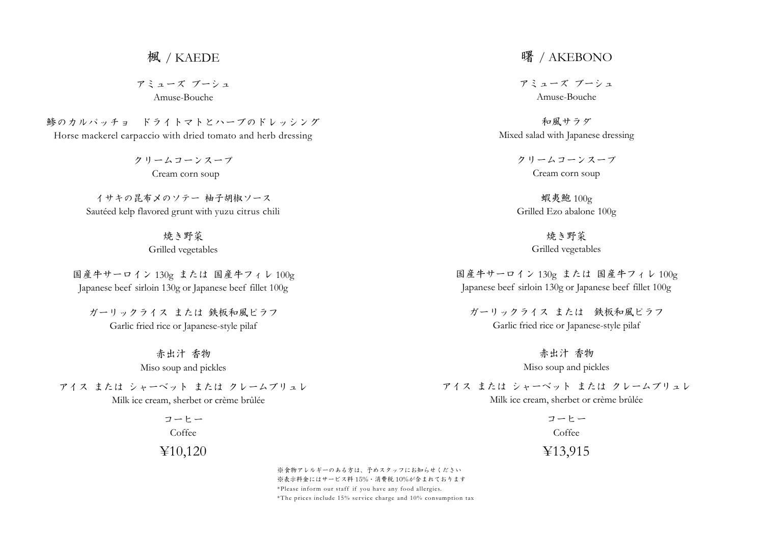## 楓 / KAEDE

アミューズ ブーシュ
Amuse-Bouche

鯵のカルパッチョ　ドライトマトとハーブのドレッシング
Horse mackerel carpaccio with dried tomato and herb dressing

クリームコーンスープ
Cream corn soup

イサキの昆布〆のソテー 柚子胡椒ソース
Sautéed kelp flavored grunt with yuzu citrus chili

焼き野菜
Grilled vegetables

国産牛サーロイン 130g または 国産牛フィレ 100g
Japanese beef sirloin 130g or Japanese beef fillet 100g

ガーリックライス または 鉄板和風ピラフ
Garlic fried rice or Japanese-style pilaf

赤出汁 香物
Miso soup and pickles

アイス または シャーベット または クレームブリュレ
Milk ice cream, sherbet or crème brûlée

コーヒー
Coffee

¥10,120

## 曙 / AKEBONO

アミューズ ブーシュ
Amuse-Bouche

和風サラダ
Mixed salad with Japanese dressing

クリームコーンスープ
Cream corn soup

蝦夷鮑 100g
Grilled Ezo abalone 100g

焼き野菜
Grilled vegetables

国産牛サーロイン 130g または 国産牛フィレ 100g
Japanese beef sirloin 130g or Japanese beef fillet 100g

ガーリックライス または　鉄板和風ピラフ
Garlic fried rice or Japanese-style pilaf

赤出汁 香物
Miso soup and pickles

アイス または シャーベット または クレームブリュレ
Milk ice cream, sherbet or crème brûlée

コーヒー
Coffee

¥13,915

※食物アレルギーのある方は、予めスタッフにお知らせください
※表示料金にはサービス料 15%・消費税 10%が含まれております
*Please inform our staff if you have any food allergies.
*The prices include 15% service charge and 10% consumption tax